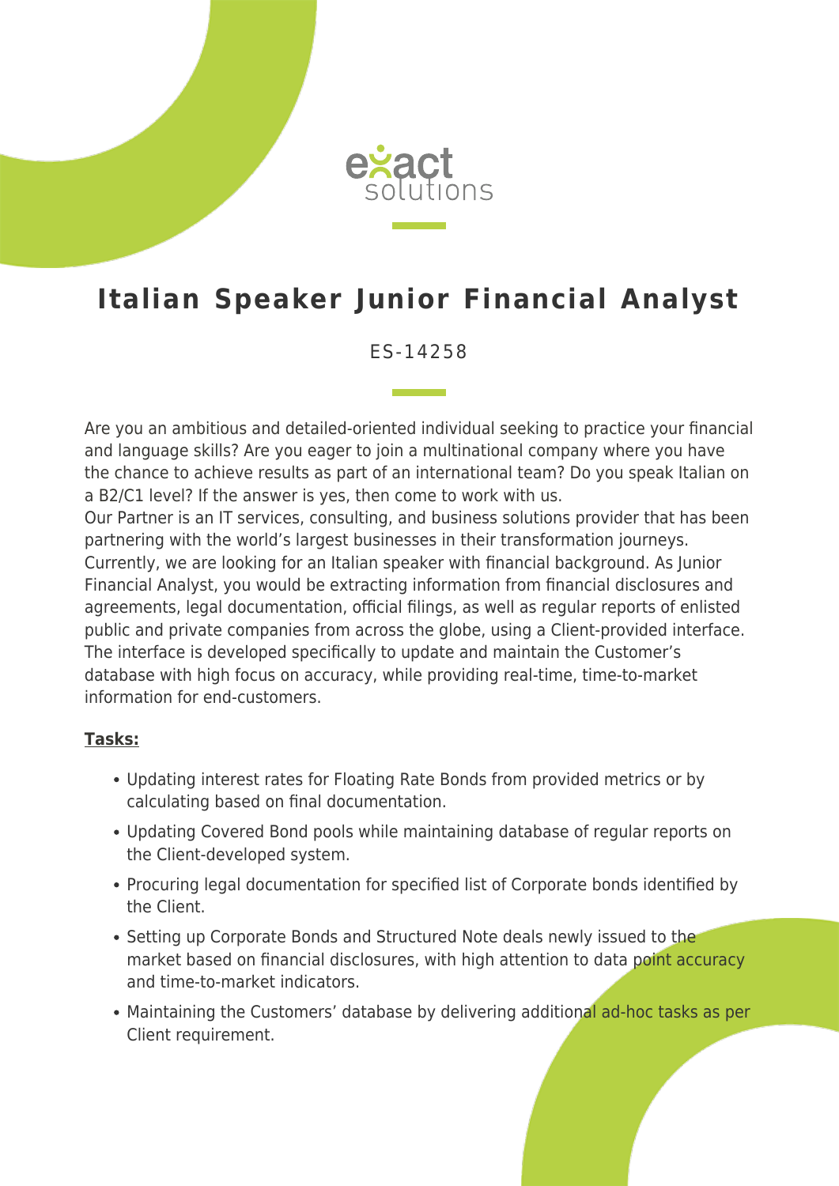# Italian Speaker Junior Financial Analyst

ES-14258

Are you an ambitious and detailed-oriented individual seeking to practice your financial and language skills? Are you eager to join a multinational company where you have the chance to achieve results as part of an international team? Do you speak Italian on a B2/C1 level? If the answer is yes, then come to work with us.
Our Partner is an IT services, consulting, and business solutions provider that has been partnering with the world's largest businesses in their transformation journeys.
Currently, we are looking for an Italian speaker with financial background. As Junior Financial Analyst, you would be extracting information from financial disclosures and agreements, legal documentation, official filings, as well as regular reports of enlisted public and private companies from across the globe, using a Client-provided interface. The interface is developed specifically to update and maintain the Customer's database with high focus on accuracy, while providing real-time, time-to-market information for end-customers.

**Tasks:**

- Updating interest rates for Floating Rate Bonds from provided metrics or by calculating based on final documentation.
- Updating Covered Bond pools while maintaining database of regular reports on the Client-developed system.
- Procuring legal documentation for specified list of Corporate bonds identified by the Client.
- Setting up Corporate Bonds and Structured Note deals newly issued to the market based on financial disclosures, with high attention to data point accuracy and time-to-market indicators.
- Maintaining the Customers' database by delivering additional ad-hoc tasks as per Client requirement.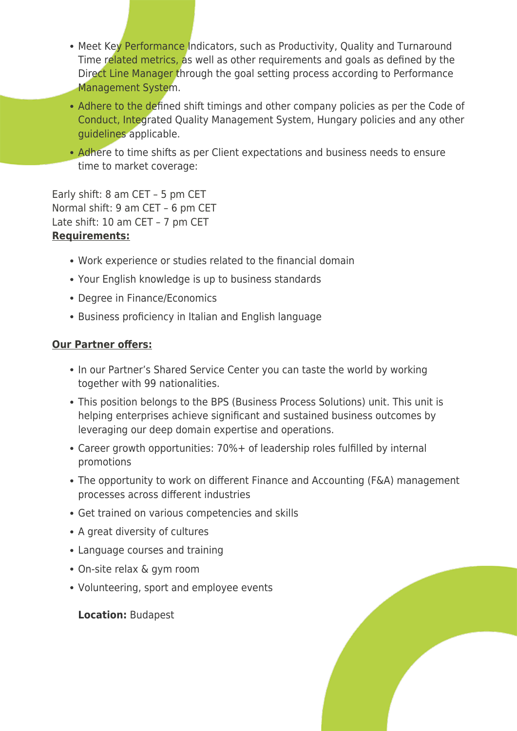- Meet Key Performance Indicators, such as Productivity, Quality and Turnaround Time related metrics, as well as other requirements and goals as defined by the Direct Line Manager through the goal setting process according to Performance Management System.
- Adhere to the defined shift timings and other company policies as per the Code of Conduct, Integrated Quality Management System, Hungary policies and any other guidelines applicable.
- Adhere to time shifts as per Client expectations and business needs to ensure time to market coverage:

Early shift: 8 am CET – 5 pm CET
Normal shift: 9 am CET – 6 pm CET
Late shift: 10 am CET – 7 pm CET

**Requirements:**

- Work experience or studies related to the financial domain
- Your English knowledge is up to business standards
- Degree in Finance/Economics
- Business proficiency in Italian and English language

**Our Partner offers:**

- In our Partner's Shared Service Center you can taste the world by working together with 99 nationalities.
- This position belongs to the BPS (Business Process Solutions) unit. This unit is helping enterprises achieve significant and sustained business outcomes by leveraging our deep domain expertise and operations.
- Career growth opportunities: 70%+ of leadership roles fulfilled by internal promotions
- The opportunity to work on different Finance and Accounting (F&A) management processes across different industries
- Get trained on various competencies and skills
- A great diversity of cultures
- Language courses and training
- On-site relax & gym room
- Volunteering, sport and employee events

**Location:** Budapest